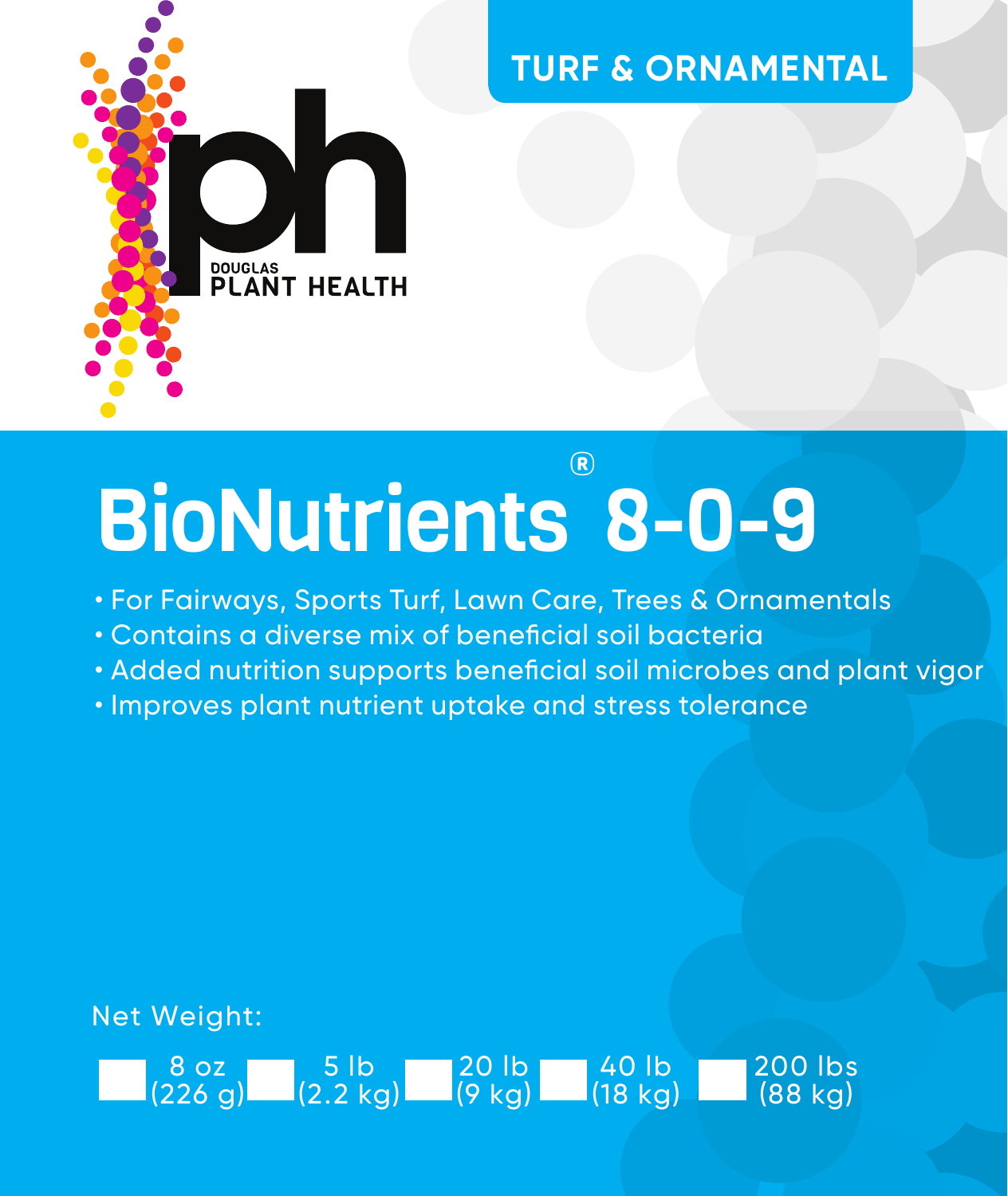DOUGLAS
PLANT HEALTH

TURF & ORNAMENTAL

# BioNutrients® 8-0-9

- For Fairways, Sports Turf, Lawn Care, Trees & Ornamentals
- Contains a diverse mix of beneficial soil bacteria
- Added nutrition supports beneficial soil microbes and plant vigor
- Improves plant nutrient uptake and stress tolerance

Net Weight:

☐ 8 oz (226 g) ☐ 5 lb (2.2 kg) ☐ 20 lb (9 kg) ☐ 40 lb (18 kg) ☐ 200 lbs (88 kg)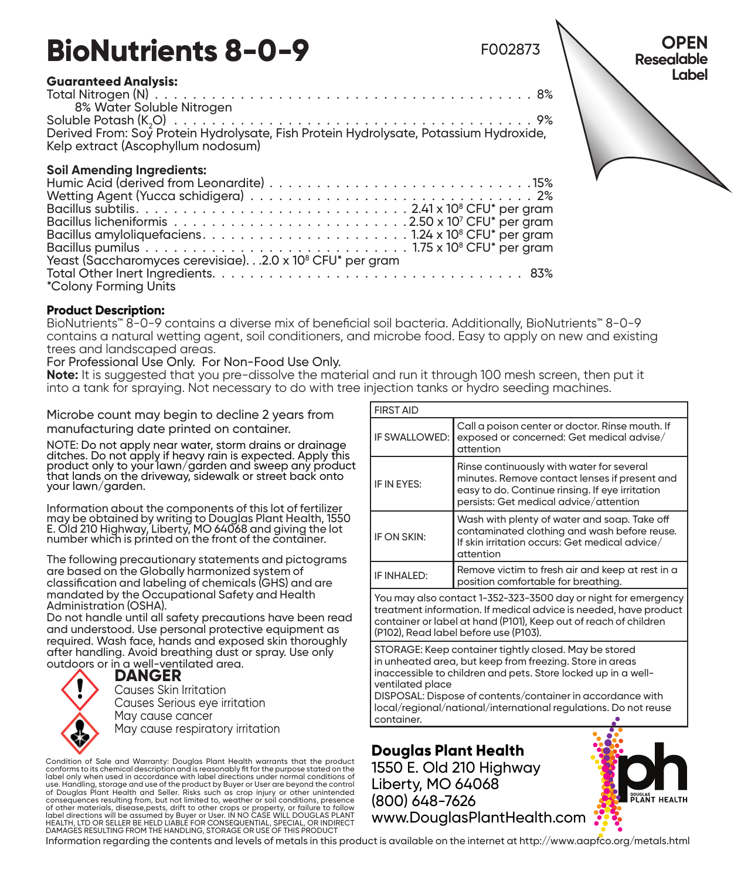# BioNutrients 8-0-9

F002873

**OPEN**
**Resealable**
**Label**

**Guaranteed Analysis:**

Total Nitrogen (N) . . . . . . . . . . . . . . . . . . . . . . . . . . . . . . . . . . . . . . . . . 8%
8% Water Soluble Nitrogen
Soluble Potash ($K_2O$) . . . . . . . . . . . . . . . . . . . . . . . . . . . . . . . . . . . . . . . . 9%
Derived From: Soy Protein Hydrolysate, Fish Protein Hydrolysate, Potassium Hydroxide, Kelp extract (Ascophyllum nodosum)

**Soil Amending Ingredients:**

Humic Acid (derived from Leonardite) . . . . . . . . . . . . . . . . . . . . . . . . . . . . .15%
Wetting Agent (Yucca schidigera) . . . . . . . . . . . . . . . . . . . . . . . . . . . . . . 2%
Bacillus subtilis. . . . . . . . . . . . . . . . . . . . . . . . . . . . . . $2.41 \times 10^8$ CFU* per gram
Bacillus licheniformis . . . . . . . . . . . . . . . . . . . . . . . . . .$2.50 \times 10^7$ CFU* per gram
Bacillus amyloliquefaciens. . . . . . . . . . . . . . . . . . . . . . . $1.24 \times 10^8$ CFU* per gram
Bacillus pumilus . . . . . . . . . . . . . . . . . . . . . . . . . . . . . $1.75 \times 10^8$ CFU* per gram
Yeast (Saccharomyces cerevisiae). . .$2.0 \times 10^8$ CFU* per gram
Total Other Inert Ingredients. . . . . . . . . . . . . . . . . . . . . . . . . . . . . . . . . 83%
*Colony Forming Units

**Product Description:**

BioNutrients™ 8-0-9 contains a diverse mix of beneficial soil bacteria. Additionally, BioNutrients™ 8-0-9 contains a natural wetting agent, soil conditioners, and microbe food. Easy to apply on new and existing trees and landscaped areas.
For Professional Use Only. For Non-Food Use Only.
**Note:** It is suggested that you pre-dissolve the material and run it through 100 mesh screen, then put it into a tank for spraying. Not necessary to do with tree injection tanks or hydro seeding machines.

Microbe count may begin to decline 2 years from manufacturing date printed on container.

NOTE: Do not apply near water, storm drains or drainage ditches. Do not apply if heavy rain is expected. Apply this product only to your lawn/garden and sweep any product that lands on the driveway, sidewalk or street back onto your lawn/garden.

Information about the components of this lot of fertilizer may be obtained by writing to Douglas Plant Health, 1550 E. Old 210 Highway, Liberty, MO 64068 and giving the lot number which is printed on the front of the container.

The following precautionary statements and pictograms are based on the Globally harmonized system of classification and labeling of chemicals (GHS) and are mandated by the Occupational Safety and Health Administration (OSHA).
Do not handle until all safety precautions have been read and understood. Use personal protective equipment as required. Wash face, hands and exposed skin thoroughly after handling. Avoid breathing dust or spray. Use only outdoors or in a well-ventilated area.

**DANGER**
Causes Skin Irritation
Causes Serious eye irritation
May cause cancer
May cause respiratory irritation

| FIRST AID | |
|---|---|
| IF SWALLOWED: | Call a poison center or doctor. Rinse mouth. If exposed or concerned: Get medical advise/attention |
| IF IN EYES: | Rinse continuously with water for several minutes. Remove contact lenses if present and easy to do. Continue rinsing. If eye irritation persists: Get medical advice/attention |
| IF ON SKIN: | Wash with plenty of water and soap. Take off contaminated clothing and wash before reuse. If skin irritation occurs: Get medical advice/attention |
| IF INHALED: | Remove victim to fresh air and keep at rest in a position comfortable for breathing. |

You may also contact 1-352-323-3500 day or night for emergency treatment information. If medical advice is needed, have product container or label at hand (P101), Keep out of reach of children (P102), Read label before use (P103).

STORAGE: Keep container tightly closed. May be stored in unheated area, but keep from freezing. Store in areas inaccessible to children and pets. Store locked up in a well-ventilated place
DISPOSAL: Dispose of contents/container in accordance with local/regional/national/international regulations. Do not reuse container.

Condition of Sale and Warranty: Douglas Plant Health warrants that the product conforms to its chemical description and is reasonably fit for the purpose stated on the label only when used in accordance with label directions under normal conditions of use. Handling, storage and use of the product by Buyer or User are beyond the control of Douglas Plant Health and Seller. Risks such as crop injury or other unintended consequences resulting from, but not limited to, weather or soil conditions, presence of other materials, disease,pests, drift to other crops or property, or failure to follow label directions will be assumed by Buyer or User. IN NO CASE WILL DOUGLAS PLANT HEALTH, LTD OR SELLER BE HELD LIABLE FOR CONSEQUENTIAL, SPECIAL, OR INDIRECT DAMAGES RESULTING FROM THE HANDLING, STORAGE OR USE OF THIS PRODUCT

**Douglas Plant Health**
1550 E. Old 210 Highway
Liberty, MO 64068
(800) 648-7626
www.DouglasPlantHealth.com

Information regarding the contents and levels of metals in this product is available on the internet at http://www.aapfco.org/metals.html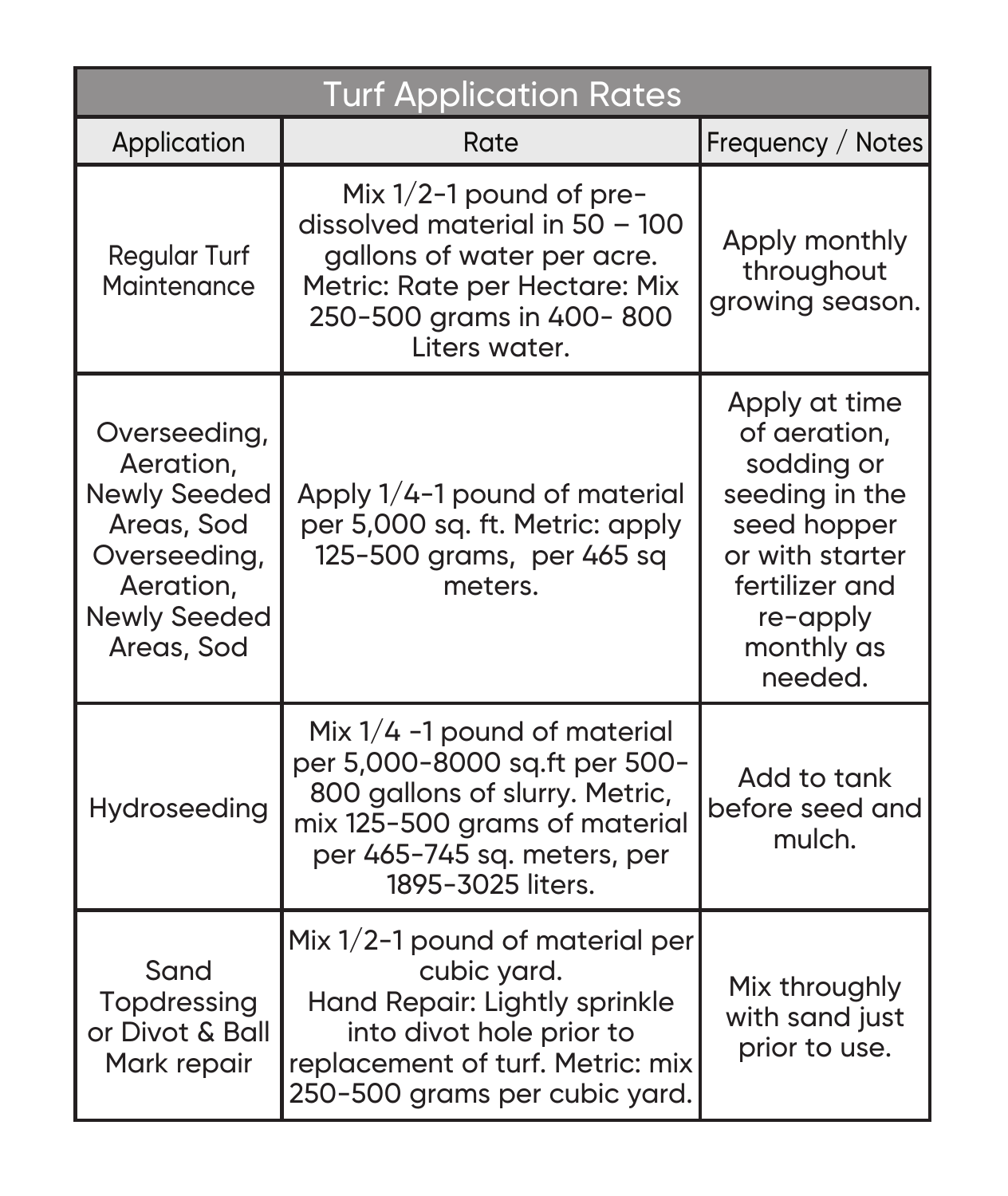| Turf Application Rates | | |
|---|---|---|
| Application | Rate | Frequency / Notes |
| Regular Turf Maintenance | Mix 1/2-1 pound of pre-dissolved material in 50 – 100 gallons of water per acre. Metric: Rate per Hectare: Mix 250-500 grams in 400- 800 Liters water. | Apply monthly throughout growing season. |
| Overseeding, Aeration, Newly Seeded Areas, Sod Overseeding, Aeration, Newly Seeded Areas, Sod | Apply 1/4-1 pound of material per 5,000 sq. ft. Metric: apply 125-500 grams, per 465 sq meters. | Apply at time of aeration, sodding or seeding in the seed hopper or with starter fertilizer and re-apply monthly as needed. |
| Hydroseeding | Mix 1/4 -1 pound of material per 5,000-8000 sq.ft per 500-800 gallons of slurry. Metric, mix 125-500 grams of material per 465-745 sq. meters, per 1895-3025 liters. | Add to tank before seed and mulch. |
| Sand Topdressing or Divot & Ball Mark repair | Mix 1/2-1 pound of material per cubic yard. Hand Repair: Lightly sprinkle into divot hole prior to replacement of turf. Metric: mix 250-500 grams per cubic yard. | Mix throughly with sand just prior to use. |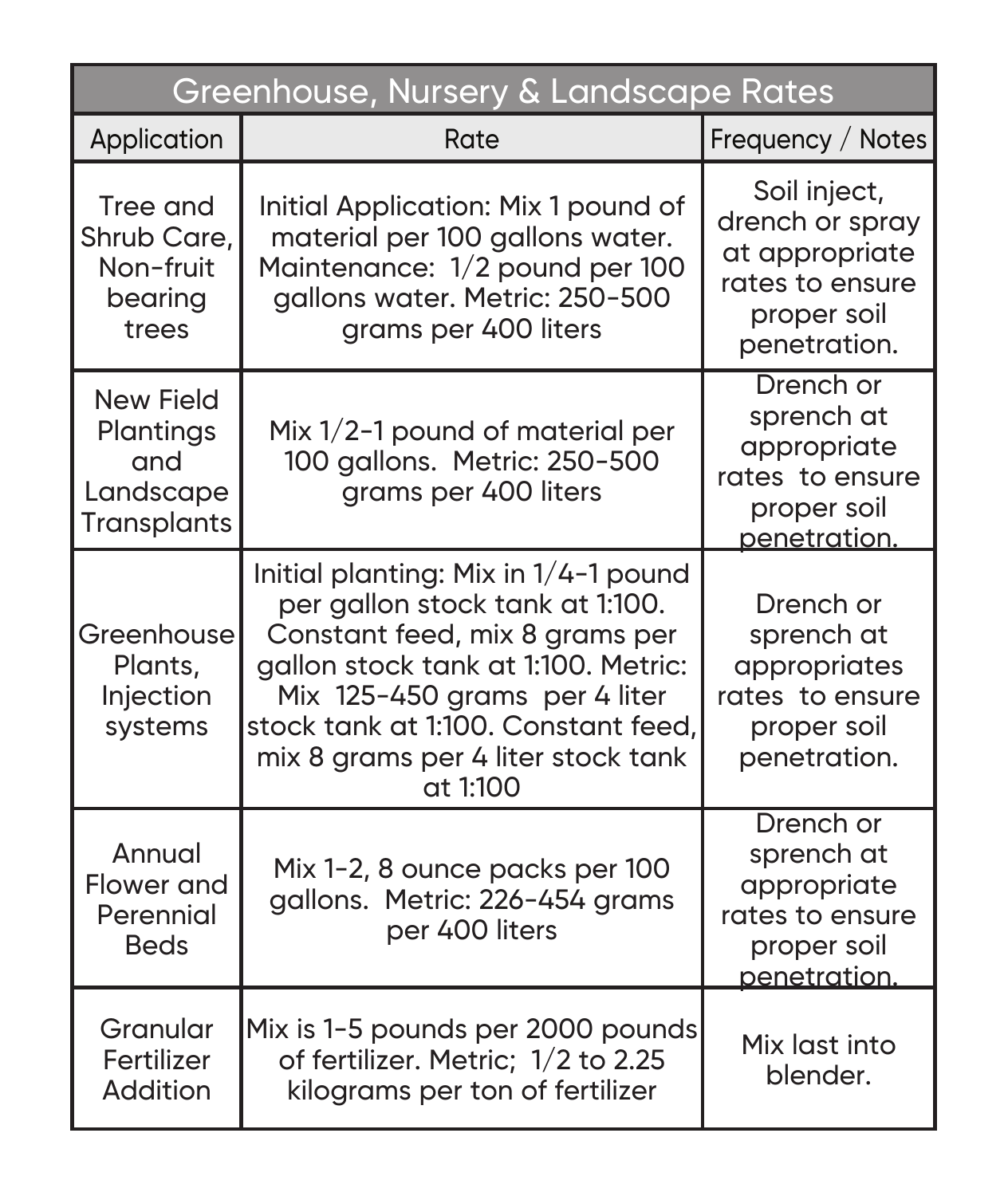| Greenhouse, Nursery & Landscape Rates | | |
|---|---|---|
| Application | Rate | Frequency / Notes |
| Tree and Shrub Care, Non-fruit bearing trees | Initial Application: Mix 1 pound of material per 100 gallons water. Maintenance: 1/2 pound per 100 gallons water. Metric: 250-500 grams per 400 liters | Soil inject, drench or spray at appropriate rates to ensure proper soil penetration. |
| New Field Plantings and Landscape Transplants | Mix 1/2-1 pound of material per 100 gallons. Metric: 250-500 grams per 400 liters | Drench or sprench at appropriate rates to ensure proper soil penetration. |
| Greenhouse Plants, Injection systems | Initial planting: Mix in 1/4-1 pound per gallon stock tank at 1:100. Constant feed, mix 8 grams per gallon stock tank at 1:100. Metric: Mix 125-450 grams per 4 liter stock tank at 1:100. Constant feed, mix 8 grams per 4 liter stock tank at 1:100 | Drench or sprench at appropriates rates to ensure proper soil penetration. |
| Annual Flower and Perennial Beds | Mix 1-2, 8 ounce packs per 100 gallons. Metric: 226-454 grams per 400 liters | Drench or sprench at appropriate rates to ensure proper soil penetration. |
| Granular Fertilizer Addition | Mix is 1-5 pounds per 2000 pounds of fertilizer. Metric; 1/2 to 2.25 kilograms per ton of fertilizer | Mix last into blender. |